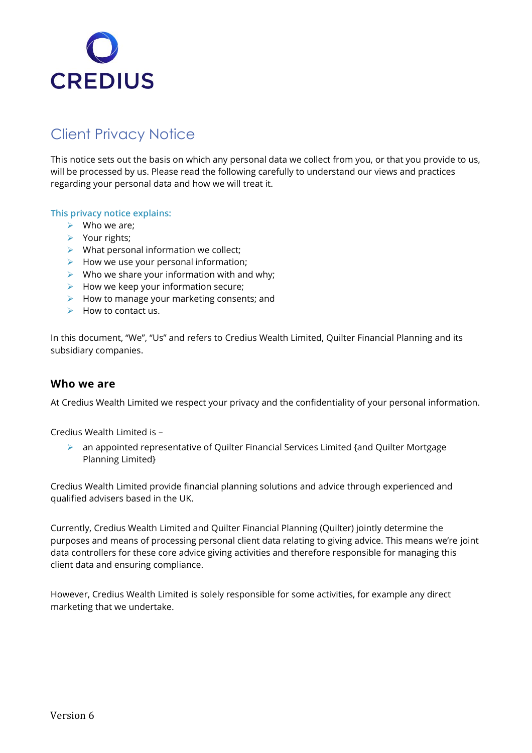CREDIUS

# Client Privacy Notice

This notice sets out the basis on which any personal data we collect from you, or that you provide to us, will be processed by us. Please read the following carefully to understand our views and practices regarding your personal data and how we will treat it.

### This privacy notice explains:

- Who we are;
- Your rights;
- What personal information we collect;
- How we use your personal information;
- Who we share your information with and why;
- How we keep your information secure;
- How to manage your marketing consents; and
- How to contact us.

In this document, "We", "Us" and refers to Credius Wealth Limited, Quilter Financial Planning and its subsidiary companies.

## Who we are

At Credius Wealth Limited we respect your privacy and the confidentiality of your personal information.

Credius Wealth Limited is –

- an appointed representative of Quilter Financial Services Limited {and Quilter Mortgage Planning Limited}

Credius Wealth Limited provide financial planning solutions and advice through experienced and qualified advisers based in the UK.

Currently, Credius Wealth Limited and Quilter Financial Planning (Quilter) jointly determine the purposes and means of processing personal client data relating to giving advice. This means we're joint data controllers for these core advice giving activities and therefore responsible for managing this client data and ensuring compliance.

However, Credius Wealth Limited is solely responsible for some activities, for example any direct marketing that we undertake.

Version 6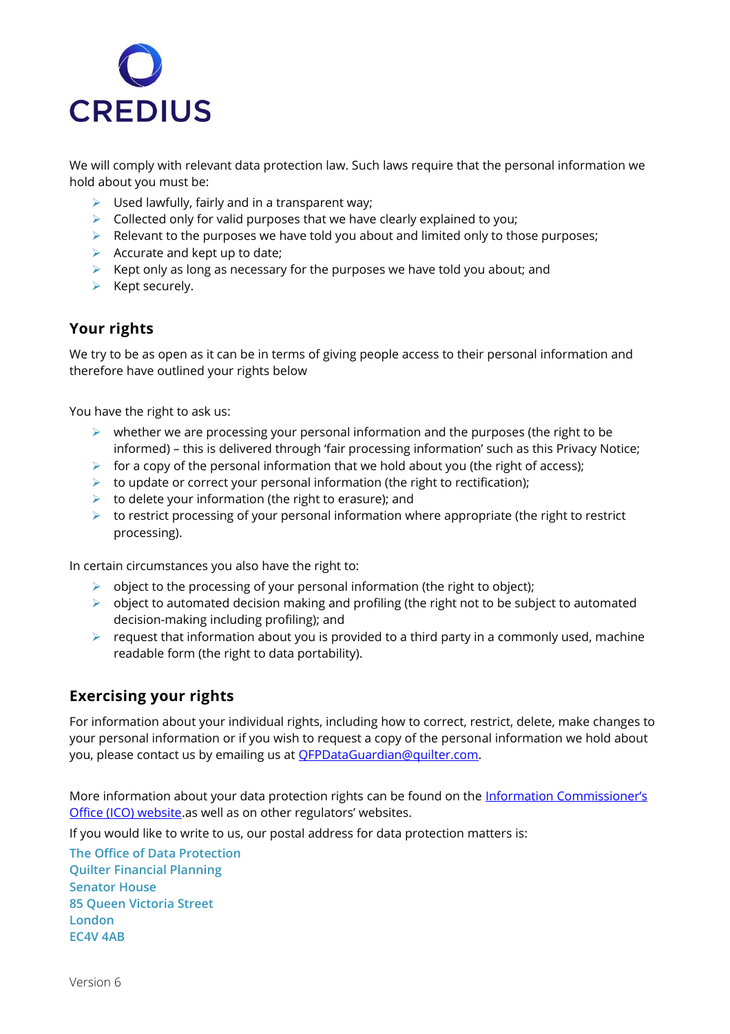CREDIUS

We will comply with relevant data protection law. Such laws require that the personal information we hold about you must be:

- Used lawfully, fairly and in a transparent way;
- Collected only for valid purposes that we have clearly explained to you;
- Relevant to the purposes we have told you about and limited only to those purposes;
- Accurate and kept up to date;
- Kept only as long as necessary for the purposes we have told you about; and
- Kept securely.

## Your rights

We try to be as open as it can be in terms of giving people access to their personal information and therefore have outlined your rights below

You have the right to ask us:

- whether we are processing your personal information and the purposes (the right to be informed) – this is delivered through 'fair processing information' such as this Privacy Notice;
- for a copy of the personal information that we hold about you (the right of access);
- to update or correct your personal information (the right to rectification);
- to delete your information (the right to erasure); and
- to restrict processing of your personal information where appropriate (the right to restrict processing).

In certain circumstances you also have the right to:

- object to the processing of your personal information (the right to object);
- object to automated decision making and profiling (the right not to be subject to automated decision-making including profiling); and
- request that information about you is provided to a third party in a commonly used, machine readable form (the right to data portability).

## Exercising your rights

For information about your individual rights, including how to correct, restrict, delete, make changes to your personal information or if you wish to request a copy of the personal information we hold about you, please contact us by emailing us at QFPDataGuardian@quilter.com.

More information about your data protection rights can be found on the Information Commissioner's Office (ICO) website.as well as on other regulators' websites.

If you would like to write to us, our postal address for data protection matters is:

**The Office of Data Protection**
**Quilter Financial Planning**
**Senator House**
**85 Queen Victoria Street**
**London**
**EC4V 4AB**

Version 6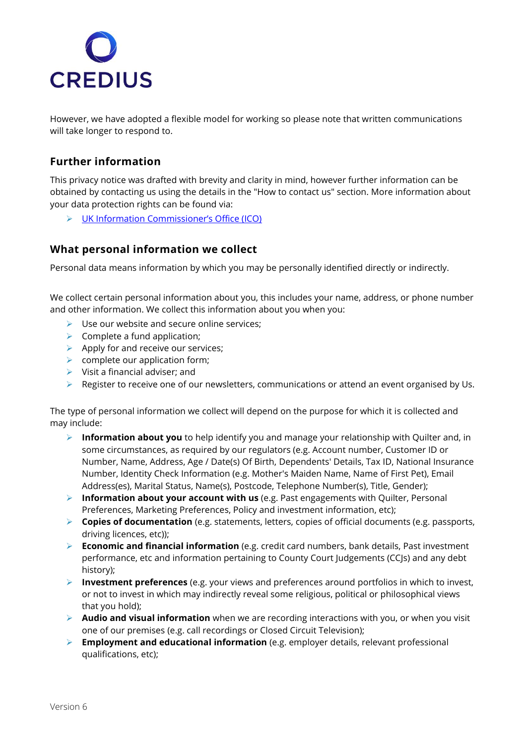However, we have adopted a flexible model for working so please note that written communications will take longer to respond to.

## Further information

This privacy notice was drafted with brevity and clarity in mind, however further information can be obtained by contacting us using the details in the "How to contact us" section. More information about your data protection rights can be found via:

- UK Information Commissioner's Office (ICO)

## What personal information we collect

Personal data means information by which you may be personally identified directly or indirectly.

We collect certain personal information about you, this includes your name, address, or phone number and other information. We collect this information about you when you:

- Use our website and secure online services;
- Complete a fund application;
- Apply for and receive our services;
- complete our application form;
- Visit a financial adviser; and
- Register to receive one of our newsletters, communications or attend an event organised by Us.

The type of personal information we collect will depend on the purpose for which it is collected and may include:

- **Information about you** to help identify you and manage your relationship with Quilter and, in some circumstances, as required by our regulators (e.g. Account number, Customer ID or Number, Name, Address, Age / Date(s) Of Birth, Dependents' Details, Tax ID, National Insurance Number, Identity Check Information (e.g. Mother's Maiden Name, Name of First Pet), Email Address(es), Marital Status, Name(s), Postcode, Telephone Number(s), Title, Gender);
- **Information about your account with us** (e.g. Past engagements with Quilter, Personal Preferences, Marketing Preferences, Policy and investment information, etc);
- **Copies of documentation** (e.g. statements, letters, copies of official documents (e.g. passports, driving licences, etc));
- **Economic and financial information** (e.g. credit card numbers, bank details, Past investment performance, etc and information pertaining to County Court Judgements (CCJs) and any debt history);
- **Investment preferences** (e.g. your views and preferences around portfolios in which to invest, or not to invest in which may indirectly reveal some religious, political or philosophical views that you hold);
- **Audio and visual information** when we are recording interactions with you, or when you visit one of our premises (e.g. call recordings or Closed Circuit Television);
- **Employment and educational information** (e.g. employer details, relevant professional qualifications, etc);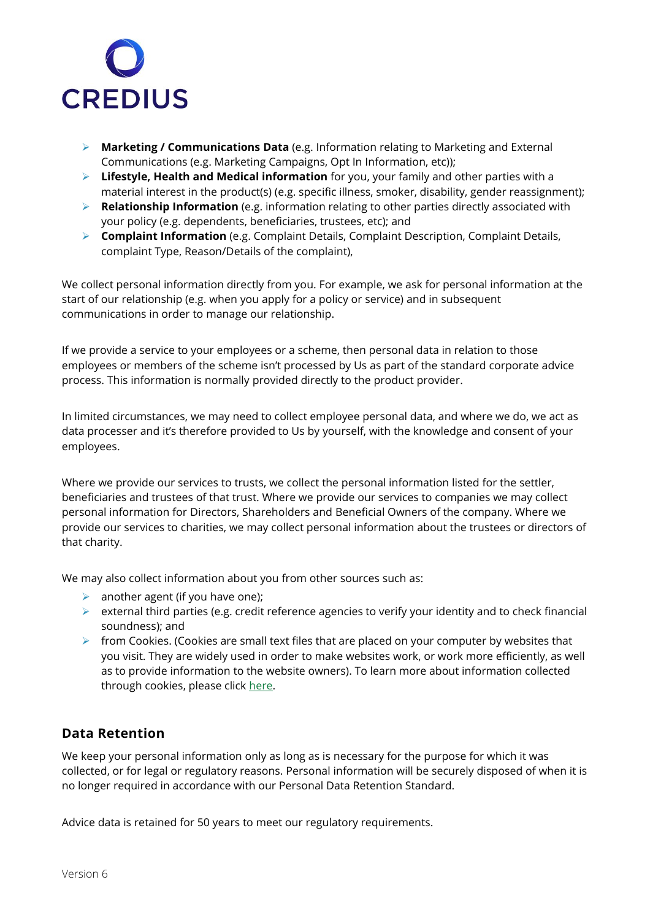- **Marketing / Communications Data** (e.g. Information relating to Marketing and External Communications (e.g. Marketing Campaigns, Opt In Information, etc));
- **Lifestyle, Health and Medical information** for you, your family and other parties with a material interest in the product(s) (e.g. specific illness, smoker, disability, gender reassignment);
- **Relationship Information** (e.g. information relating to other parties directly associated with your policy (e.g. dependents, beneficiaries, trustees, etc); and
- **Complaint Information** (e.g. Complaint Details, Complaint Description, Complaint Details, complaint Type, Reason/Details of the complaint),

We collect personal information directly from you. For example, we ask for personal information at the start of our relationship (e.g. when you apply for a policy or service) and in subsequent communications in order to manage our relationship.

If we provide a service to your employees or a scheme, then personal data in relation to those employees or members of the scheme isn't processed by Us as part of the standard corporate advice process. This information is normally provided directly to the product provider.

In limited circumstances, we may need to collect employee personal data, and where we do, we act as data processer and it's therefore provided to Us by yourself, with the knowledge and consent of your employees.

Where we provide our services to trusts, we collect the personal information listed for the settler, beneficiaries and trustees of that trust. Where we provide our services to companies we may collect personal information for Directors, Shareholders and Beneficial Owners of the company. Where we provide our services to charities, we may collect personal information about the trustees or directors of that charity.

We may also collect information about you from other sources such as:

- another agent (if you have one);
- external third parties (e.g. credit reference agencies to verify your identity and to check financial soundness); and
- from Cookies. (Cookies are small text files that are placed on your computer by websites that you visit. They are widely used in order to make websites work, or work more efficiently, as well as to provide information to the website owners). To learn more about information collected through cookies, please click here.

## Data Retention

We keep your personal information only as long as is necessary for the purpose for which it was collected, or for legal or regulatory reasons. Personal information will be securely disposed of when it is no longer required in accordance with our Personal Data Retention Standard.

Advice data is retained for 50 years to meet our regulatory requirements.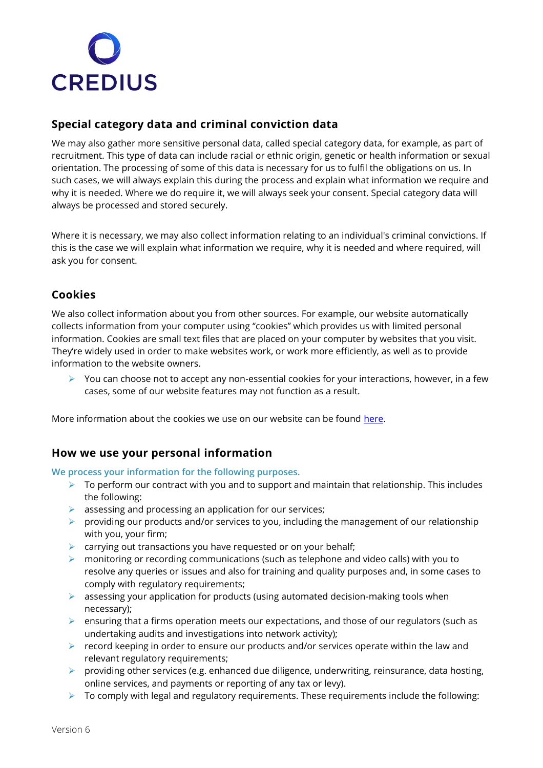## Special category data and criminal conviction data

We may also gather more sensitive personal data, called special category data, for example, as part of recruitment. This type of data can include racial or ethnic origin, genetic or health information or sexual orientation. The processing of some of this data is necessary for us to fulfil the obligations on us. In such cases, we will always explain this during the process and explain what information we require and why it is needed. Where we do require it, we will always seek your consent. Special category data will always be processed and stored securely.

Where it is necessary, we may also collect information relating to an individual's criminal convictions. If this is the case we will explain what information we require, why it is needed and where required, will ask you for consent.

## Cookies

We also collect information about you from other sources. For example, our website automatically collects information from your computer using "cookies" which provides us with limited personal information. Cookies are small text files that are placed on your computer by websites that you visit. They're widely used in order to make websites work, or work more efficiently, as well as to provide information to the website owners.

- You can choose not to accept any non-essential cookies for your interactions, however, in a few cases, some of our website features may not function as a result.

More information about the cookies we use on our website can be found here.

## How we use your personal information

**We process your information for the following purposes.**

- To perform our contract with you and to support and maintain that relationship. This includes the following:
- assessing and processing an application for our services;
- providing our products and/or services to you, including the management of our relationship with you, your firm;
- carrying out transactions you have requested or on your behalf;
- monitoring or recording communications (such as telephone and video calls) with you to resolve any queries or issues and also for training and quality purposes and, in some cases to comply with regulatory requirements;
- assessing your application for products (using automated decision-making tools when necessary);
- ensuring that a firms operation meets our expectations, and those of our regulators (such as undertaking audits and investigations into network activity);
- record keeping in order to ensure our products and/or services operate within the law and relevant regulatory requirements;
- providing other services (e.g. enhanced due diligence, underwriting, reinsurance, data hosting, online services, and payments or reporting of any tax or levy).
- To comply with legal and regulatory requirements. These requirements include the following: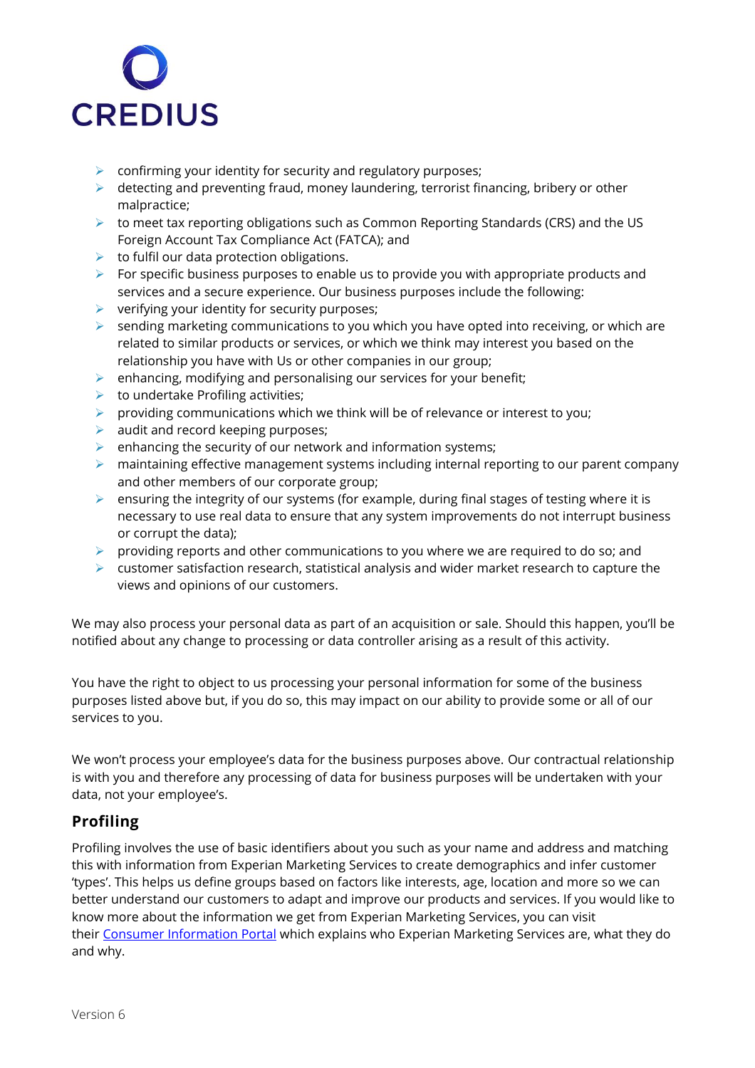- confirming your identity for security and regulatory purposes;
- detecting and preventing fraud, money laundering, terrorist financing, bribery or other malpractice;
- to meet tax reporting obligations such as Common Reporting Standards (CRS) and the US Foreign Account Tax Compliance Act (FATCA); and
- to fulfil our data protection obligations.
- For specific business purposes to enable us to provide you with appropriate products and services and a secure experience. Our business purposes include the following:
- verifying your identity for security purposes;
- sending marketing communications to you which you have opted into receiving, or which are related to similar products or services, or which we think may interest you based on the relationship you have with Us or other companies in our group;
- enhancing, modifying and personalising our services for your benefit;
- to undertake Profiling activities;
- providing communications which we think will be of relevance or interest to you;
- audit and record keeping purposes;
- enhancing the security of our network and information systems;
- maintaining effective management systems including internal reporting to our parent company and other members of our corporate group;
- ensuring the integrity of our systems (for example, during final stages of testing where it is necessary to use real data to ensure that any system improvements do not interrupt business or corrupt the data);
- providing reports and other communications to you where we are required to do so; and
- customer satisfaction research, statistical analysis and wider market research to capture the views and opinions of our customers.

We may also process your personal data as part of an acquisition or sale. Should this happen, you'll be notified about any change to processing or data controller arising as a result of this activity.

You have the right to object to us processing your personal information for some of the business purposes listed above but, if you do so, this may impact on our ability to provide some or all of our services to you.

We won't process your employee's data for the business purposes above. Our contractual relationship is with you and therefore any processing of data for business purposes will be undertaken with your data, not your employee's.

## Profiling

Profiling involves the use of basic identifiers about you such as your name and address and matching this with information from Experian Marketing Services to create demographics and infer customer 'types'. This helps us define groups based on factors like interests, age, location and more so we can better understand our customers to adapt and improve our products and services. If you would like to know more about the information we get from Experian Marketing Services, you can visit their Consumer Information Portal which explains who Experian Marketing Services are, what they do and why.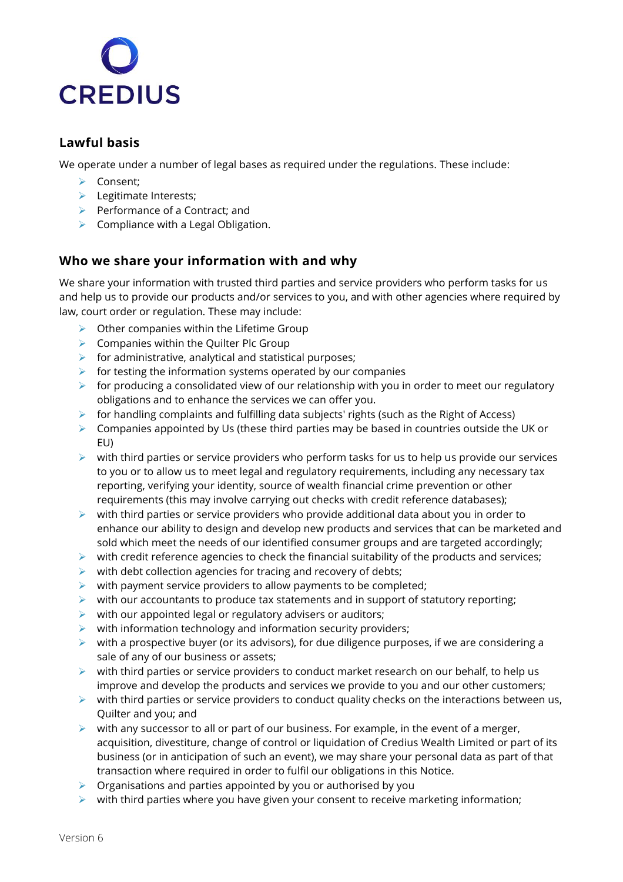## Lawful basis

We operate under a number of legal bases as required under the regulations. These include:

- Consent;
- Legitimate Interests;
- Performance of a Contract; and
- Compliance with a Legal Obligation.

## Who we share your information with and why

We share your information with trusted third parties and service providers who perform tasks for us and help us to provide our products and/or services to you, and with other agencies where required by law, court order or regulation. These may include:

- Other companies within the Lifetime Group
- Companies within the Quilter Plc Group
- for administrative, analytical and statistical purposes;
- for testing the information systems operated by our companies
- for producing a consolidated view of our relationship with you in order to meet our regulatory obligations and to enhance the services we can offer you.
- for handling complaints and fulfilling data subjects' rights (such as the Right of Access)
- Companies appointed by Us (these third parties may be based in countries outside the UK or EU)
- with third parties or service providers who perform tasks for us to help us provide our services to you or to allow us to meet legal and regulatory requirements, including any necessary tax reporting, verifying your identity, source of wealth financial crime prevention or other requirements (this may involve carrying out checks with credit reference databases);
- with third parties or service providers who provide additional data about you in order to enhance our ability to design and develop new products and services that can be marketed and sold which meet the needs of our identified consumer groups and are targeted accordingly;
- with credit reference agencies to check the financial suitability of the products and services;
- with debt collection agencies for tracing and recovery of debts;
- with payment service providers to allow payments to be completed;
- with our accountants to produce tax statements and in support of statutory reporting;
- with our appointed legal or regulatory advisers or auditors;
- with information technology and information security providers;
- with a prospective buyer (or its advisors), for due diligence purposes, if we are considering a sale of any of our business or assets;
- with third parties or service providers to conduct market research on our behalf, to help us improve and develop the products and services we provide to you and our other customers;
- with third parties or service providers to conduct quality checks on the interactions between us, Quilter and you; and
- with any successor to all or part of our business. For example, in the event of a merger, acquisition, divestiture, change of control or liquidation of Credius Wealth Limited or part of its business (or in anticipation of such an event), we may share your personal data as part of that transaction where required in order to fulfil our obligations in this Notice.
- Organisations and parties appointed by you or authorised by you
- with third parties where you have given your consent to receive marketing information;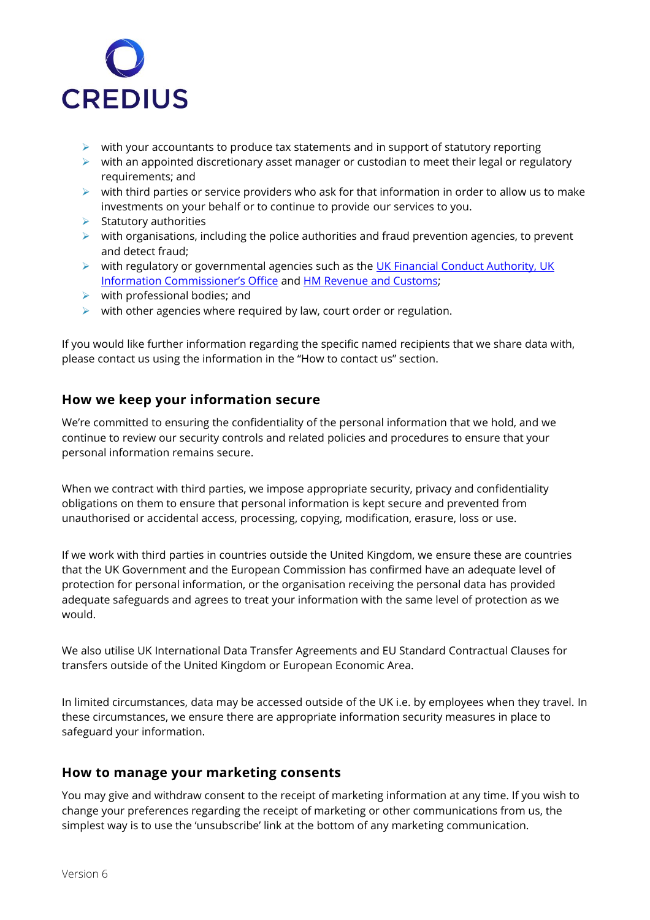- with your accountants to produce tax statements and in support of statutory reporting
- with an appointed discretionary asset manager or custodian to meet their legal or regulatory requirements; and
- with third parties or service providers who ask for that information in order to allow us to make investments on your behalf or to continue to provide our services to you.
- Statutory authorities
- with organisations, including the police authorities and fraud prevention agencies, to prevent and detect fraud;
- with regulatory or governmental agencies such as the UK Financial Conduct Authority, UK Information Commissioner's Office and HM Revenue and Customs;
- with professional bodies; and
- with other agencies where required by law, court order or regulation.

If you would like further information regarding the specific named recipients that we share data with, please contact us using the information in the "How to contact us" section.

## How we keep your information secure

We're committed to ensuring the confidentiality of the personal information that we hold, and we continue to review our security controls and related policies and procedures to ensure that your personal information remains secure.

When we contract with third parties, we impose appropriate security, privacy and confidentiality obligations on them to ensure that personal information is kept secure and prevented from unauthorised or accidental access, processing, copying, modification, erasure, loss or use.

If we work with third parties in countries outside the United Kingdom, we ensure these are countries that the UK Government and the European Commission has confirmed have an adequate level of protection for personal information, or the organisation receiving the personal data has provided adequate safeguards and agrees to treat your information with the same level of protection as we would.

We also utilise UK International Data Transfer Agreements and EU Standard Contractual Clauses for transfers outside of the United Kingdom or European Economic Area.

In limited circumstances, data may be accessed outside of the UK i.e. by employees when they travel. In these circumstances, we ensure there are appropriate information security measures in place to safeguard your information.

## How to manage your marketing consents

You may give and withdraw consent to the receipt of marketing information at any time. If you wish to change your preferences regarding the receipt of marketing or other communications from us, the simplest way is to use the 'unsubscribe' link at the bottom of any marketing communication.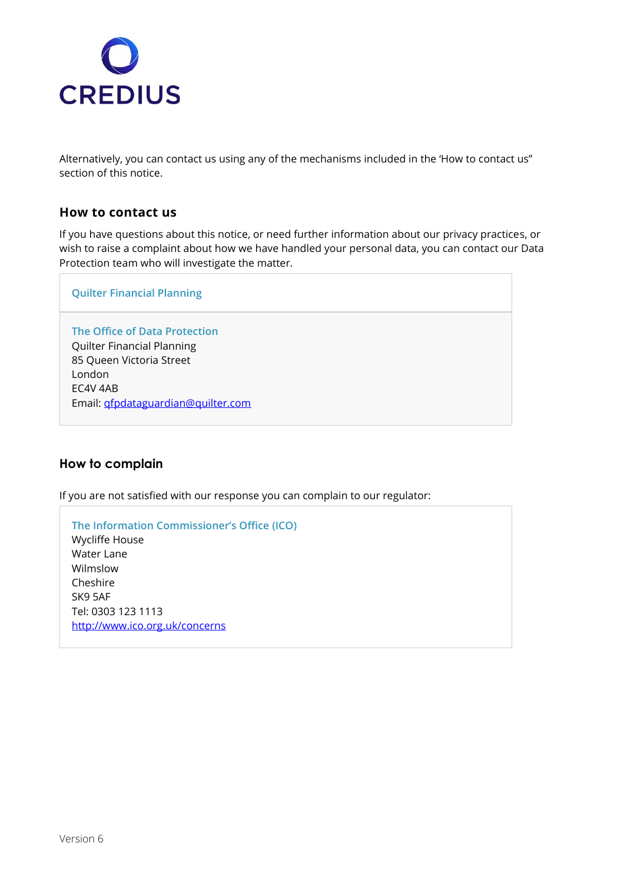CREDIUS

Alternatively, you can contact us using any of the mechanisms included in the 'How to contact us" section of this notice.

## How to contact us

If you have questions about this notice, or need further information about our privacy practices, or wish to raise a complaint about how we have handled your personal data, you can contact our Data Protection team who will investigate the matter.

**Quilter Financial Planning**

**The Office of Data Protection**
Quilter Financial Planning
85 Queen Victoria Street
London
EC4V 4AB
Email: qfpdataguardian@quilter.com

## How to complain

If you are not satisfied with our response you can complain to our regulator:

**The Information Commissioner's Office (ICO)**
Wycliffe House
Water Lane
Wilmslow
Cheshire
SK9 5AF
Tel: 0303 123 1113
http://www.ico.org.uk/concerns

Version 6